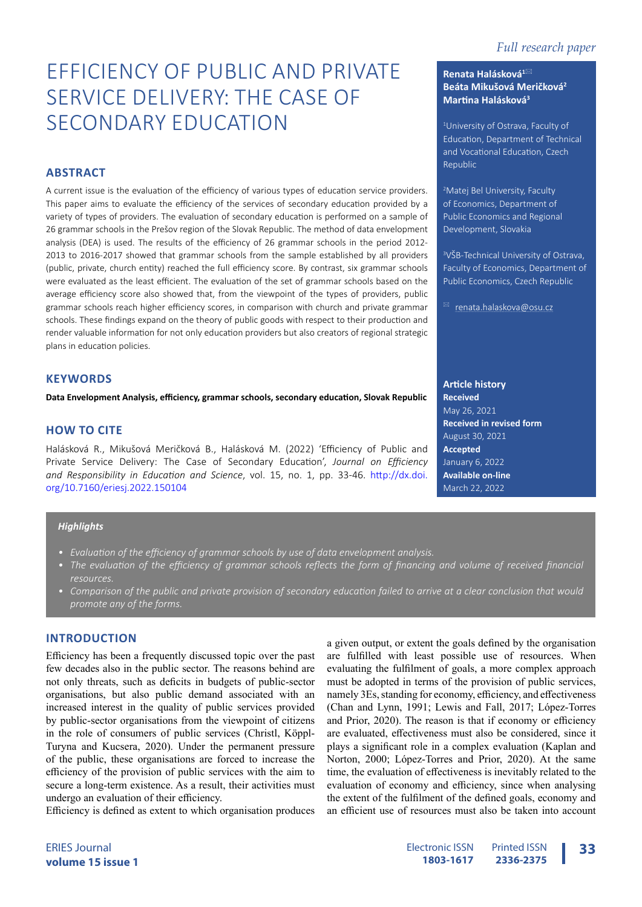*Full research paper*

# EFFICIENCY OF PUBLIC AND PRIVATE SERVICE DELIVERY: THE CASE OF SECONDARY EDUCATION

**Renata Halásková**[1] ✉
**Beáta Mikušová Meričková**[2]
**Martina Halásková**[3]

[1]University of Ostrava, Faculty of Education, Department of Technical and Vocational Education, Czech Republic

[2]Matej Bel University, Faculty of Economics, Department of Public Economics and Regional Development, Slovakia

[3]VŠB-Technical University of Ostrava, Faculty of Economics, Department of Public Economics, Czech Republic

✉ renata.halaskova@osu.cz

## ABSTRACT

A current issue is the evaluation of the efficiency of various types of education service providers. This paper aims to evaluate the efficiency of the services of secondary education provided by a variety of types of providers. The evaluation of secondary education is performed on a sample of 26 grammar schools in the Prešov region of the Slovak Republic. The method of data envelopment analysis (DEA) is used. The results of the efficiency of 26 grammar schools in the period 2012-2013 to 2016-2017 showed that grammar schools from the sample established by all providers (public, private, church entity) reached the full efficiency score. By contrast, six grammar schools were evaluated as the least efficient. The evaluation of the set of grammar schools based on the average efficiency score also showed that, from the viewpoint of the types of providers, public grammar schools reach higher efficiency scores, in comparison with church and private grammar schools. These findings expand on the theory of public goods with respect to their production and render valuable information for not only education providers but also creators of regional strategic plans in education policies.

## KEYWORDS

**Data Envelopment Analysis, efficiency, grammar schools, secondary education, Slovak Republic**

## HOW TO CITE

Halásková R., Mikušová Meričková B., Halásková M. (2022) 'Efficiency of Public and Private Service Delivery: The Case of Secondary Education', *Journal on Efficiency and Responsibility in Education and Science*, vol. 15, no. 1, pp. 33-46. http://dx.doi.org/10.7160/eriesj.2022.150104

**Article history**
**Received**
May 26, 2021
**Received in revised form**
August 30, 2021
**Accepted**
January 6, 2022
**Available on-line**
March 22, 2022

***Highlights***

- *Evaluation of the efficiency of grammar schools by use of data envelopment analysis.*
- *The evaluation of the efficiency of grammar schools reflects the form of financing and volume of received financial resources.*
- *Comparison of the public and private provision of secondary education failed to arrive at a clear conclusion that would promote any of the forms.*

## INTRODUCTION

Efficiency has been a frequently discussed topic over the past few decades also in the public sector. The reasons behind are not only threats, such as deficits in budgets of public-sector organisations, but also public demand associated with an increased interest in the quality of public services provided by public-sector organisations from the viewpoint of citizens in the role of consumers of public services (Christl, Köppl-Turyna and Kucsera, 2020). Under the permanent pressure of the public, these organisations are forced to increase the efficiency of the provision of public services with the aim to secure a long-term existence. As a result, their activities must undergo an evaluation of their efficiency.

Efficiency is defined as extent to which organisation produces a given output, or extent the goals defined by the organisation are fulfilled with least possible use of resources. When evaluating the fulfilment of goals, a more complex approach must be adopted in terms of the provision of public services, namely 3Es, standing for economy, efficiency, and effectiveness (Chan and Lynn, 1991; Lewis and Fall, 2017; López-Torres and Prior, 2020). The reason is that if economy or efficiency are evaluated, effectiveness must also be considered, since it plays a significant role in a complex evaluation (Kaplan and Norton, 2000; López-Torres and Prior, 2020). At the same time, the evaluation of effectiveness is inevitably related to the evaluation of economy and efficiency, since when analysing the extent of the fulfilment of the defined goals, economy and an efficient use of resources must also be taken into account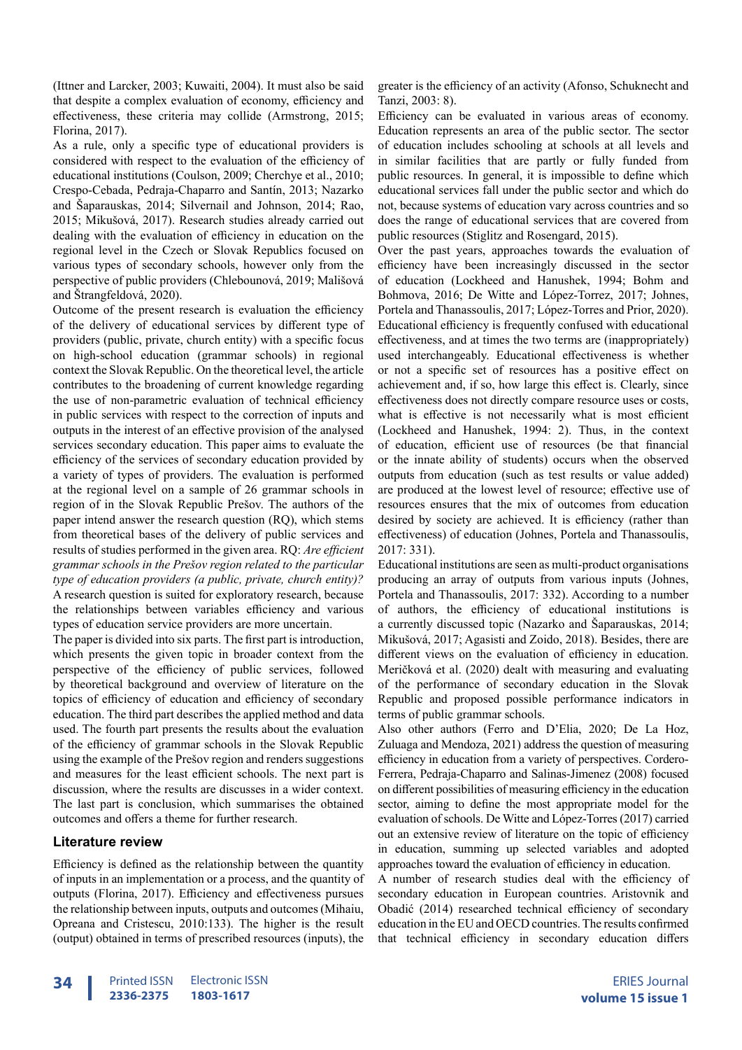(Ittner and Larcker, 2003; Kuwaiti, 2004). It must also be said that despite a complex evaluation of economy, efficiency and effectiveness, these criteria may collide (Armstrong, 2015; Florina, 2017).

As a rule, only a specific type of educational providers is considered with respect to the evaluation of the efficiency of educational institutions (Coulson, 2009; Cherchye et al., 2010; Crespo-Cebada, Pedraja-Chaparro and Santín, 2013; Nazarko and Šaparauskas, 2014; Silvernail and Johnson, 2014; Rao, 2015; Mikušová, 2017). Research studies already carried out dealing with the evaluation of efficiency in education on the regional level in the Czech or Slovak Republics focused on various types of secondary schools, however only from the perspective of public providers (Chleborounová, 2019; Mališová and Štrangfeldová, 2020).

Outcome of the present research is evaluation the efficiency of the delivery of educational services by different type of providers (public, private, church entity) with a specific focus on high-school education (grammar schools) in regional context the Slovak Republic. On the theoretical level, the article contributes to the broadening of current knowledge regarding the use of non-parametric evaluation of technical efficiency in public services with respect to the correction of inputs and outputs in the interest of an effective provision of the analysed services secondary education. This paper aims to evaluate the efficiency of the services of secondary education provided by a variety of types of providers. The evaluation is performed at the regional level on a sample of 26 grammar schools in region of in the Slovak Republic Prešov. The authors of the paper intend answer the research question (RQ), which stems from theoretical bases of the delivery of educational services and results of studies performed in the given area. RQ: *Are efficient grammar schools in the Prešov region related to the particular type of education providers (a public, private, church entity)?* A research question is suited for exploratory research, because the relationships between variables efficiency and various types of education service providers are more uncertain.

The paper is divided into six parts. The first part is introduction, which presents the given topic in broader context from the perspective of the efficiency of public services, followed by theoretical background and overview of literature on the topics of efficiency of education and efficiency of secondary education. The third part describes the applied method and data used. The fourth part presents the results about the evaluation of the efficiency of grammar schools in the Slovak Republic using the example of the Prešov region and renders suggestions and measures for the least efficient schools. The next part is discussion, where the results are discusses in a wider context. The last part is conclusion, which summarises the obtained outcomes and offers a theme for further research.

## Literature review

Efficiency is defined as the relationship between the quantity of inputs in an implementation or a process, and the quantity of outputs (Florina, 2017). Efficiency and effectiveness pursues the relationship between inputs, outputs and outcomes (Mihaiu, Opreana and Cristescu, 2010:133). The higher is the result (output) obtained in terms of prescribed resources (inputs), the greater is the efficiency of an activity (Afonso, Schuknecht and Tanzi, 2003: 8).

Efficiency can be evaluated in various areas of economy. Education represents an area of the public sector. The sector of education includes schooling at schools at all levels and in similar facilities that are partly or fully funded from public resources. In general, it is impossible to define which educational services fall under the public sector and which do not, because systems of education vary across countries and so does the range of educational services that are covered from public resources (Stiglitz and Rosengard, 2015).

Over the past years, approaches towards the evaluation of efficiency have been increasingly discussed in the sector of education (Lockheed and Hanushek, 1994; Bohm and Bohmova, 2016; De Witte and López-Torrez, 2017; Johnes, Portela and Thanassoulis, 2017; López-Torres and Prior, 2020). Educational efficiency is frequently confused with educational effectiveness, and at times the two terms are (inappropriately) used interchangeably. Educational effectiveness is whether or not a specific set of resources has a positive effect on achievement and, if so, how large this effect is. Clearly, since effectiveness does not directly compare resource uses or costs, what is effective is not necessarily what is most efficient (Lockheed and Hanushek, 1994: 2). Thus, in the context of education, efficient use of resources (be that financial or the innate ability of students) occurs when the observed outputs from education (such as test results or value added) are produced at the lowest level of resource; effective use of resources ensures that the mix of outcomes from education desired by society are achieved. It is efficiency (rather than effectiveness) of education (Johnes, Portela and Thanassoulis, 2017: 331).

Educational institutions are seen as multi-product organisations producing an array of outputs from various inputs (Johnes, Portela and Thanassoulis, 2017: 332). According to a number of authors, the efficiency of educational institutions is a currently discussed topic (Nazarko and Šaparauskas, 2014; Mikušová, 2017; Agasisti and Zoido, 2018). Besides, there are different views on the evaluation of efficiency in education. Meričková et al. (2020) dealt with measuring and evaluating of the performance of secondary education in the Slovak Republic and proposed possible performance indicators in terms of public grammar schools.

Also other authors (Ferro and D'Elia, 2020; De La Hoz, Zuluaga and Mendoza, 2021) address the question of measuring efficiency in education from a variety of perspectives. Cordero-Ferrera, Pedraja-Chaparro and Salinas-Jimenez (2008) focused on different possibilities of measuring efficiency in the education sector, aiming to define the most appropriate model for the evaluation of schools. De Witte and López-Torres (2017) carried out an extensive review of literature on the topic of efficiency in education, summing up selected variables and adopted approaches toward the evaluation of efficiency in education.

A number of research studies deal with the efficiency of secondary education in European countries. Aristovnik and Obadić (2014) researched technical efficiency of secondary education in the EU and OECD countries. The results confirmed that technical efficiency in secondary education differs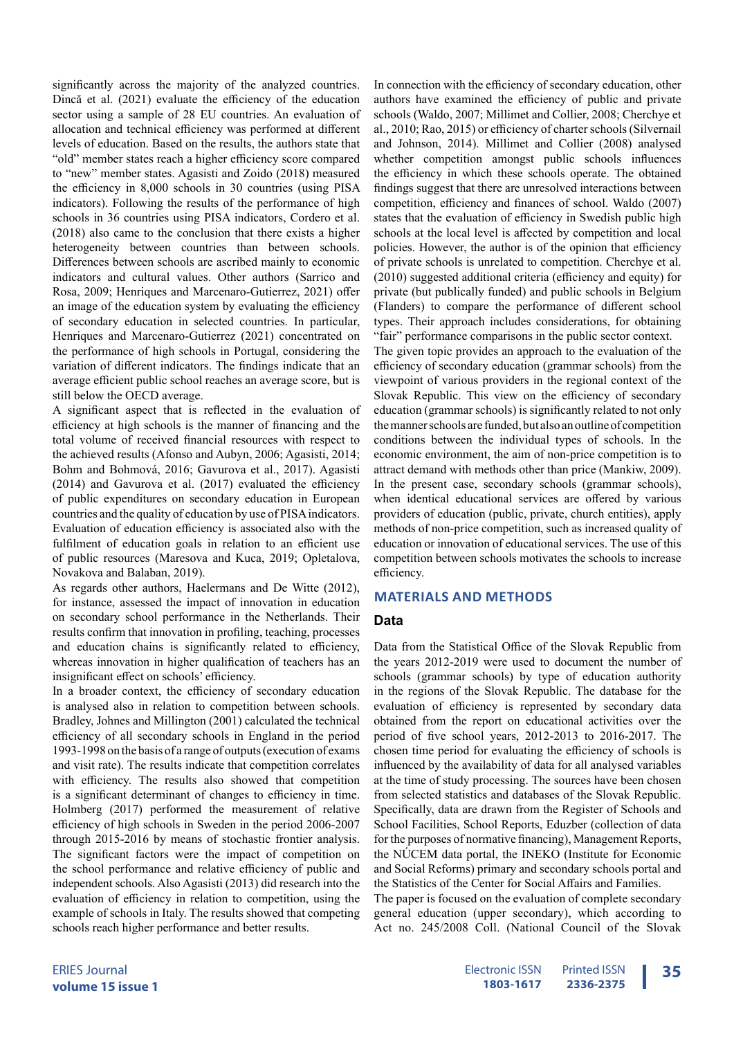significantly across the majority of the analyzed countries. Dincă et al. (2021) evaluate the efficiency of the education sector using a sample of 28 EU countries. An evaluation of allocation and technical efficiency was performed at different levels of education. Based on the results, the authors state that "old" member states reach a higher efficiency score compared to "new" member states. Agasisti and Zoido (2018) measured the efficiency in 8,000 schools in 30 countries (using PISA indicators). Following the results of the performance of high schools in 36 countries using PISA indicators, Cordero et al. (2018) also came to the conclusion that there exists a higher heterogeneity between countries than between schools. Differences between schools are ascribed mainly to economic indicators and cultural values. Other authors (Sarrico and Rosa, 2009; Henriques and Marcenaro-Gutierrez, 2021) offer an image of the education system by evaluating the efficiency of secondary education in selected countries. In particular, Henriques and Marcenaro-Gutierrez (2021) concentrated on the performance of high schools in Portugal, considering the variation of different indicators. The findings indicate that an average efficient public school reaches an average score, but is still below the OECD average.

A significant aspect that is reflected in the evaluation of efficiency at high schools is the manner of financing and the total volume of received financial resources with respect to the achieved results (Afonso and Aubyn, 2006; Agasisti, 2014; Bohm and Bohmová, 2016; Gavurova et al., 2017). Agasisti (2014) and Gavurova et al. (2017) evaluated the efficiency of public expenditures on secondary education in European countries and the quality of education by use of PISA indicators. Evaluation of education efficiency is associated also with the fulfilment of education goals in relation to an efficient use of public resources (Maresova and Kuca, 2019; Opletalova, Novakova and Balaban, 2019).

As regards other authors, Haelermans and De Witte (2012), for instance, assessed the impact of innovation in education on secondary school performance in the Netherlands. Their results confirm that innovation in profiling, teaching, processes and education chains is significantly related to efficiency, whereas innovation in higher qualification of teachers has an insignificant effect on schools' efficiency.

In a broader context, the efficiency of secondary education is analysed also in relation to competition between schools. Bradley, Johnes and Millington (2001) calculated the technical efficiency of all secondary schools in England in the period 1993-1998 on the basis of a range of outputs (execution of exams and visit rate). The results indicate that competition correlates with efficiency. The results also showed that competition is a significant determinant of changes to efficiency in time. Holmberg (2017) performed the measurement of relative efficiency of high schools in Sweden in the period 2006-2007 through 2015-2016 by means of stochastic frontier analysis. The significant factors were the impact of competition on the school performance and relative efficiency of public and independent schools. Also Agasisti (2013) did research into the evaluation of efficiency in relation to competition, using the example of schools in Italy. The results showed that competing schools reach higher performance and better results.

In connection with the efficiency of secondary education, other authors have examined the efficiency of public and private schools (Waldo, 2007; Millimet and Collier, 2008; Cherchye et al., 2010; Rao, 2015) or efficiency of charter schools (Silvernail and Johnson, 2014). Millimet and Collier (2008) analysed whether competition amongst public schools influences the efficiency in which these schools operate. The obtained findings suggest that there are unresolved interactions between competition, efficiency and finances of school. Waldo (2007) states that the evaluation of efficiency in Swedish public high schools at the local level is affected by competition and local policies. However, the author is of the opinion that efficiency of private schools is unrelated to competition. Cherchye et al. (2010) suggested additional criteria (efficiency and equity) for private (but publically funded) and public schools in Belgium (Flanders) to compare the performance of different school types. Their approach includes considerations, for obtaining "fair" performance comparisons in the public sector context.

The given topic provides an approach to the evaluation of the efficiency of secondary education (grammar schools) from the viewpoint of various providers in the regional context of the Slovak Republic. This view on the efficiency of secondary education (grammar schools) is significantly related to not only the manner schools are funded, but also an outline of competition conditions between the individual types of schools. In the economic environment, the aim of non-price competition is to attract demand with methods other than price (Mankiw, 2009). In the present case, secondary schools (grammar schools), when identical educational services are offered by various providers of education (public, private, church entities), apply methods of non-price competition, such as increased quality of education or innovation of educational services. The use of this competition between schools motivates the schools to increase efficiency.

## MATERIALS AND METHODS

### Data

Data from the Statistical Office of the Slovak Republic from the years 2012-2019 were used to document the number of schools (grammar schools) by type of education authority in the regions of the Slovak Republic. The database for the evaluation of efficiency is represented by secondary data obtained from the report on educational activities over the period of five school years, 2012-2013 to 2016-2017. The chosen time period for evaluating the efficiency of schools is influenced by the availability of data for all analysed variables at the time of study processing. The sources have been chosen from selected statistics and databases of the Slovak Republic. Specifically, data are drawn from the Register of Schools and School Facilities, School Reports, Eduzber (collection of data for the purposes of normative financing), Management Reports, the NÚCEM data portal, the INEKO (Institute for Economic and Social Reforms) primary and secondary schools portal and the Statistics of the Center for Social Affairs and Families.

The paper is focused on the evaluation of complete secondary general education (upper secondary), which according to Act no. 245/2008 Coll. (National Council of the Slovak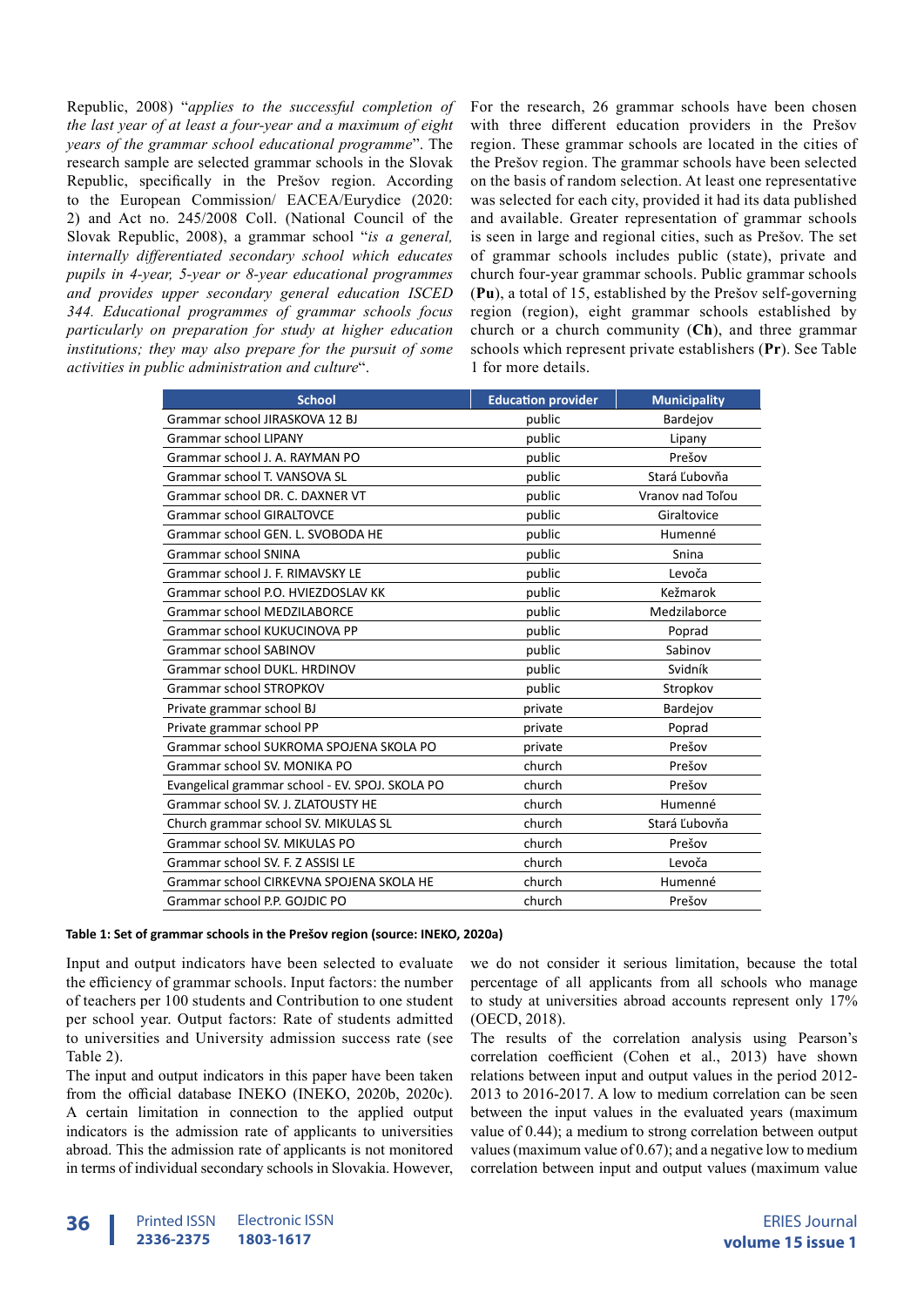Republic, 2008) "*applies to the successful completion of the last year of at least a four-year and a maximum of eight years of the grammar school educational programme*". The research sample are selected grammar schools in the Slovak Republic, specifically in the Prešov region. According to the European Commission/ EACEA/Eurydice (2020: 2) and Act no. 245/2008 Coll. (National Council of the Slovak Republic, 2008), a grammar school "*is a general, internally differentiated secondary school which educates pupils in 4-year, 5-year or 8-year educational programmes and provides upper secondary general education ISCED 344. Educational programmes of grammar schools focus particularly on preparation for study at higher education institutions; they may also prepare for the pursuit of some activities in public administration and culture*".

For the research, 26 grammar schools have been chosen with three different education providers in the Prešov region. These grammar schools are located in the cities of the Prešov region. The grammar schools have been selected on the basis of random selection. At least one representative was selected for each city, provided it had its data published and available. Greater representation of grammar schools is seen in large and regional cities, such as Prešov. The set of grammar schools includes public (state), private and church four-year grammar schools. Public grammar schools (**Pu**), a total of 15, established by the Prešov self-governing region (region), eight grammar schools established by church or a church community (**Ch**), and three grammar schools which represent private establishers (**Pr**). See Table 1 for more details.

| School | Education provider | Municipality |
|---|---|---|
| Grammar school JIRASKOVA 12 BJ | public | Bardejov |
| Grammar school LIPANY | public | Lipany |
| Grammar school J. A. RAYMAN PO | public | Prešov |
| Grammar school T. VANSOVA SL | public | Stará Ľubovňa |
| Grammar school DR. C. DAXNER VT | public | Vranov nad Toľou |
| Grammar school GIRALTOVCE | public | Giraltovce |
| Grammar school GEN. L. SVOBODA HE | public | Humenné |
| Grammar school SNINA | public | Snina |
| Grammar school J. F. RIMAVSKY LE | public | Levoča |
| Grammar school P.O. HVIEZDOSLAV KK | public | Kežmarok |
| Grammar school MEDZILABORCE | public | Medzilaborce |
| Grammar school KUKUCINOVA PP | public | Poprad |
| Grammar school SABINOV | public | Sabinov |
| Grammar school DUKL. HRDINOV | public | Svidník |
| Grammar school STROPKOV | public | Stropkov |
| Private grammar school BJ | private | Bardejov |
| Private grammar school PP | private | Poprad |
| Grammar school SUKROMA SPOJENA SKOLA PO | private | Prešov |
| Grammar school SV. MONIKA PO | church | Prešov |
| Evangelical grammar school - EV. SPOJ. SKOLA PO | church | Prešov |
| Grammar school SV. J. ZLATOUSTY HE | church | Humenné |
| Church grammar school SV. MIKULAS SL | church | Stará Ľubovňa |
| Grammar school SV. MIKULAS PO | church | Prešov |
| Grammar school SV. F. Z ASSISI LE | church | Levoča |
| Grammar school CIRKEVNA SPOJENA SKOLA HE | church | Humenné |
| Grammar school P.P. GOJDIC PO | church | Prešov |

**Table 1: Set of grammar schools in the Prešov region (source: INEKO, 2020a)**

Input and output indicators have been selected to evaluate the efficiency of grammar schools. Input factors: the number of teachers per 100 students and Contribution to one student per school year. Output factors: Rate of students admitted to universities and University admission success rate (see Table 2).

The input and output indicators in this paper have been taken from the official database INEKO (INEKO, 2020b, 2020c). A certain limitation in connection to the applied output indicators is the admission rate of applicants to universities abroad. This the admission rate of applicants is not monitored in terms of individual secondary schools in Slovakia. However, we do not consider it serious limitation, because the total percentage of all applicants from all schools who manage to study at universities abroad accounts represent only 17% (OECD, 2018).

The results of the correlation analysis using Pearson's correlation coefficient (Cohen et al., 2013) have shown relations between input and output values in the period 2012-2013 to 2016-2017. A low to medium correlation can be seen between the input values in the evaluated years (maximum value of 0.44); a medium to strong correlation between output values (maximum value of 0.67); and a negative low to medium correlation between input and output values (maximum value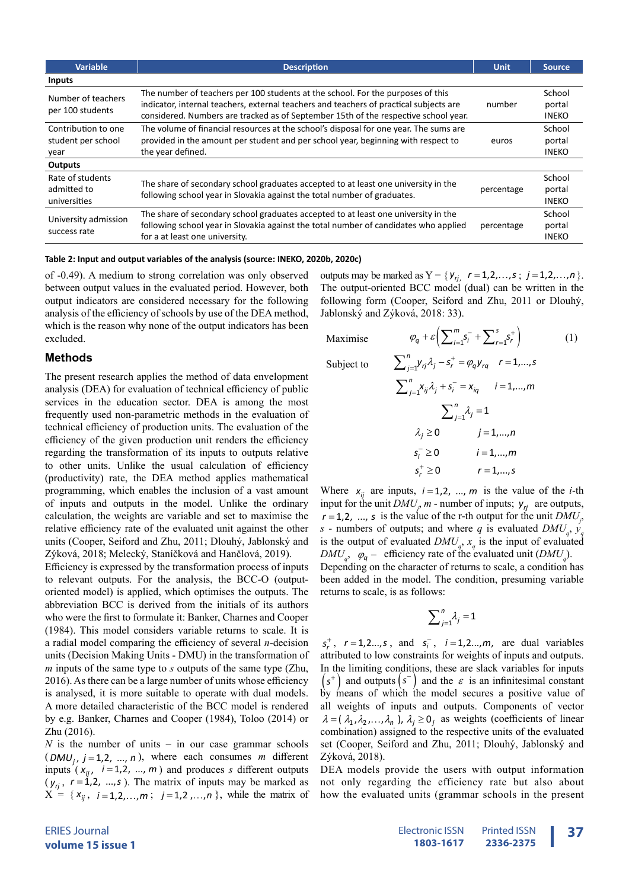| Variable | Description | Unit | Source |
|---|---|---|---|
| **Inputs** | | | |
| Number of teachers per 100 students | The number of teachers per 100 students at the school. For the purposes of this indicator, internal teachers, external teachers and teachers of practical subjects are considered. Numbers are tracked as of September 15th of the respective school year. | number | School portal INEKO |
| Contribution to one student per school year | The volume of financial resources at the school's disposal for one year. The sums are provided in the amount per student and per school year, beginning with respect to the year defined. | euros | School portal INEKO |
| **Outputs** | | | |
| Rate of students admitted to universities | The share of secondary school graduates accepted to at least one university in the following school year in Slovakia against the total number of graduates. | percentage | School portal INEKO |
| University admission success rate | The share of secondary school graduates accepted to at least one university in the following school year in Slovakia against the total number of candidates who applied for a at least one university. | percentage | School portal INEKO |

**Table 2: Input and output variables of the analysis (source: INEKO, 2020b, 2020c)**

of -0.49). A medium to strong correlation was only observed between output values in the evaluated period. However, both output indicators are considered necessary for the following analysis of the efficiency of schools by use of the DEA method, which is the reason why none of the output indicators has been excluded.

## Methods

The present research applies the method of data envelopment analysis (DEA) for evaluation of technical efficiency of public services in the education sector. DEA is among the most frequently used non-parametric methods in the evaluation of technical efficiency of production units. The evaluation of the efficiency of the given production unit renders the efficiency regarding the transformation of its inputs to outputs relative to other units. Unlike the usual calculation of efficiency (productivity) rate, the DEA method applies mathematical programming, which enables the inclusion of a vast amount of inputs and outputs in the model. Unlike the ordinary calculation, the weights are variable and set to maximise the relative efficiency rate of the evaluated unit against the other units (Cooper, Seiford and Zhu, 2011; Dlouhý, Jablonský and Zýková, 2018; Melecký, Staníčková and Hančlová, 2019).

Efficiency is expressed by the transformation process of inputs to relevant outputs. For the analysis, the BCC-O (output-oriented model) is applied, which optimises the outputs. The abbreviation BCC is derived from the initials of its authors who were the first to formulate it: Banker, Charnes and Cooper (1984). This model considers variable returns to scale. It is a radial model comparing the efficiency of several *n*-decision units (Decision Making Units - DMU) in the transformation of *m* inputs of the same type to *s* outputs of the same type (Zhu, 2016). As there can be a large number of units whose efficiency is analysed, it is more suitable to operate with dual models. A more detailed characteristic of the BCC model is rendered by e.g. Banker, Charnes and Cooper (1984), Toloo (2014) or Zhu (2016).

*N* is the number of units – in our case grammar schools ($DMU_j$, $j = 1, 2, \ldots, n$), where each consumes *m* different inputs ($x_{ij}$, $i = 1, 2, \ldots, m$) and produces *s* different outputs ($y_{rj}$, $r = 1, 2, \ldots, s$). The matrix of inputs may be marked as $X = \{x_{ij},\ i = 1, 2, \ldots, m;\ j = 1, 2, \ldots, n\}$, while the matrix of outputs may be marked as $Y = \{y_{rj},\ r = 1, 2, \ldots, s;\ j = 1, 2, \ldots, n\}$. The output-oriented BCC model (dual) can be written in the following form (Cooper, Seiford and Zhu, 2011 or Dlouhý, Jablonský and Zýková, 2018: 33).

$$\text{Maximise} \quad \varphi_q + \varepsilon\left(\sum_{i=1}^{m} s_i^- + \sum_{r=1}^{s} s_r^+\right) \qquad (1)$$

$$\text{Subject to} \quad \sum_{j=1}^{n} y_{rj}\lambda_j - s_r^+ = \varphi_q y_{rq} \quad r = 1, \ldots, s$$

$$\sum_{j=1}^{n} x_{ij}\lambda_j + s_i^- = x_{iq} \quad i = 1, \ldots, m$$

$$\sum_{j=1}^{n} \lambda_j = 1$$

$$\lambda_j \geq 0 \quad j = 1, \ldots, n$$

$$s_i^- \geq 0 \quad i = 1, \ldots, m$$

$$s_r^+ \geq 0 \quad r = 1, \ldots, s$$

Where $x_{ij}$ are inputs, $i = 1, 2, \ldots, m$ is the value of the *i*-th input for the unit $DMU_j$, *m* - number of inputs; $y_{rj}$ are outputs, $r = 1, 2, \ldots, s$ is the value of the r-th output for the unit $DMU_j$, *s* - numbers of outputs; and where *q* is evaluated $DMU_q$, $y_q$ is the output of evaluated $DMU_q$, $x_q$ is the input of evaluated $DMU_q$, $\varphi_q$ – efficiency rate of the evaluated unit ($DMU_q$).

Depending on the character of returns to scale, a condition has been added in the model. The condition, presuming variable returns to scale, is as follows:

$$\sum_{j=1}^{n} \lambda_j = 1$$

$s_r^+$, $r = 1, 2 \ldots, s$, and $s_i^-$, $i = 1, 2 \ldots, m$, are dual variables attributed to low constraints for weights of inputs and outputs. In the limiting conditions, these are slack variables for inputs $\left(s^+\right)$ and outputs $\left(s^-\right)$ and the $\varepsilon$ is an infinitesimal constant by means of which the model secures a positive value of all weights of inputs and outputs. Components of vector $\lambda = (\lambda_1, \lambda_2, \ldots, \lambda_n)$, $\lambda_j \geq 0_j$ as weights (coefficients of linear combination) assigned to the respective units of the evaluated set (Cooper, Seiford and Zhu, 2011; Dlouhý, Jablonský and Zýková, 2018).

DEA models provide the users with output information not only regarding the efficiency rate but also about how the evaluated units (grammar schools in the present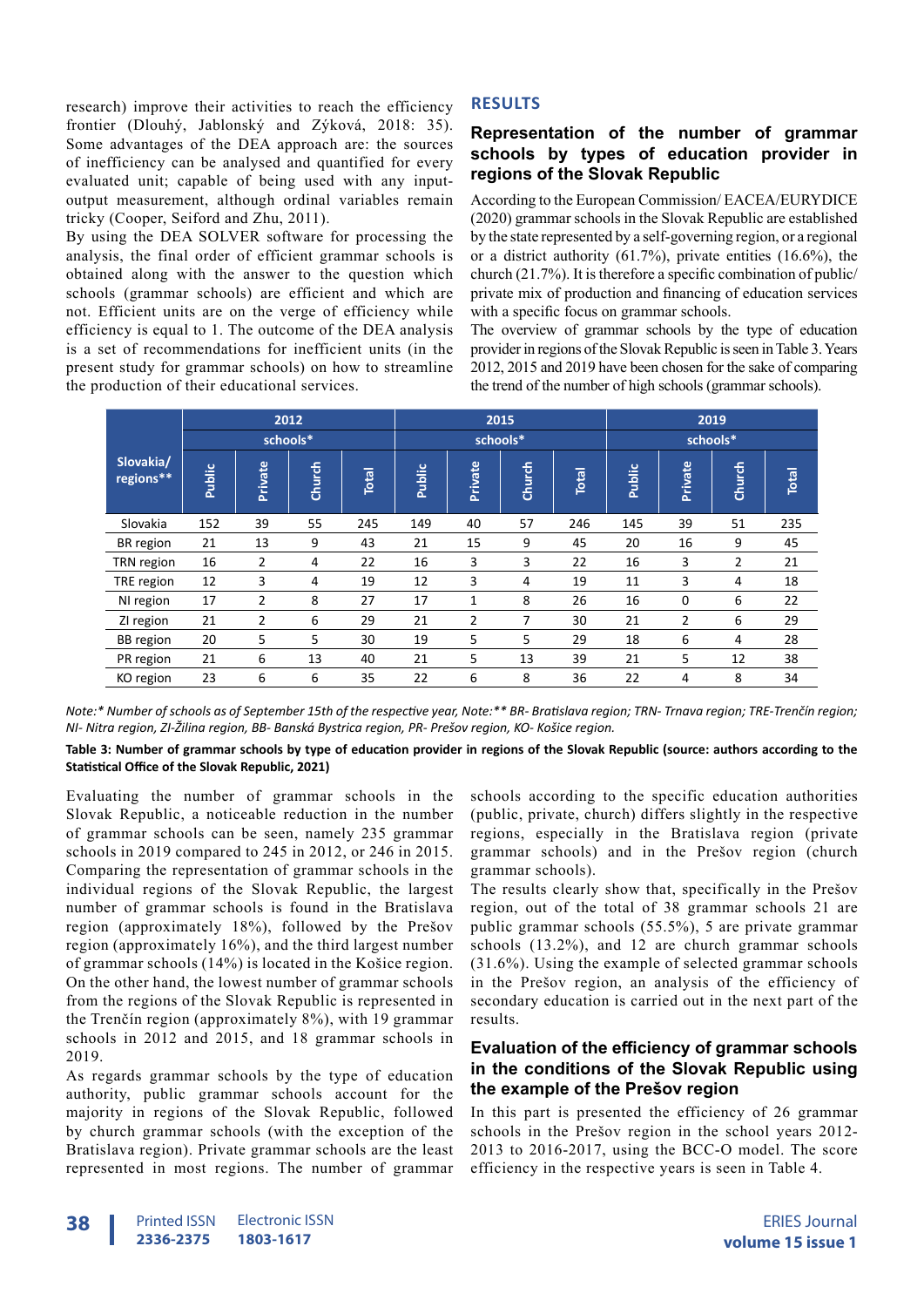research) improve their activities to reach the efficiency frontier (Dlouhý, Jablonský and Zýková, 2018: 35). Some advantages of the DEA approach are: the sources of inefficiency can be analysed and quantified for every evaluated unit; capable of being used with any input-output measurement, although ordinal variables remain tricky (Cooper, Seiford and Zhu, 2011).

By using the DEA SOLVER software for processing the analysis, the final order of efficient grammar schools is obtained along with the answer to the question which schools (grammar schools) are efficient and which are not. Efficient units are on the verge of efficiency while efficiency is equal to 1. The outcome of the DEA analysis is a set of recommendations for inefficient units (in the present study for grammar schools) on how to streamline the production of their educational services.

## RESULTS

### Representation of the number of grammar schools by types of education provider in regions of the Slovak Republic

According to the European Commission/ EACEA/EURYDICE (2020) grammar schools in the Slovak Republic are established by the state represented by a self-governing region, or a regional or a district authority (61.7%), private entities (16.6%), the church (21.7%). It is therefore a specific combination of public/private mix of production and financing of education services with a specific focus on grammar schools.

The overview of grammar schools by the type of education provider in regions of the Slovak Republic is seen in Table 3. Years 2012, 2015 and 2019 have been chosen for the sake of comparing the trend of the number of high schools (grammar schools).

| Slovakia/ regions** | 2012 schools* | | | | 2015 schools* | | | | 2019 schools* | | | |
|---|---|---|---|---|---|---|---|---|---|---|---|---|
| | Public | Private | Church | Total | Public | Private | Church | Total | Public | Private | Church | Total |
| Slovakia | 152 | 39 | 55 | 245 | 149 | 40 | 57 | 246 | 145 | 39 | 51 | 235 |
| BR region | 21 | 13 | 9 | 43 | 21 | 15 | 9 | 45 | 20 | 16 | 9 | 45 |
| TRN region | 16 | 2 | 4 | 22 | 16 | 3 | 3 | 22 | 16 | 3 | 2 | 21 |
| TRE region | 12 | 3 | 4 | 19 | 12 | 3 | 4 | 19 | 11 | 3 | 4 | 18 |
| NI region | 17 | 2 | 8 | 27 | 17 | 1 | 8 | 26 | 16 | 0 | 6 | 22 |
| ZI region | 21 | 2 | 6 | 29 | 21 | 2 | 7 | 30 | 21 | 2 | 6 | 29 |
| BB region | 20 | 5 | 5 | 30 | 19 | 5 | 5 | 29 | 18 | 6 | 4 | 28 |
| PR region | 21 | 6 | 13 | 40 | 21 | 5 | 13 | 39 | 21 | 5 | 12 | 38 |
| KO region | 23 | 6 | 6 | 35 | 22 | 6 | 8 | 36 | 22 | 4 | 8 | 34 |

*Note:* Number of schools as of September 15th of the respective year, Note:** BR- Bratislava region; TRN- Trnava region; TRE-Trenčín region; NI- Nitra region, ZI-Žilina region, BB- Banská Bystrica region, PR- Prešov region, KO- Košice region.*

**Table 3: Number of grammar schools by type of education provider in regions of the Slovak Republic (source: authors according to the Statistical Office of the Slovak Republic, 2021)**

Evaluating the number of grammar schools in the Slovak Republic, a noticeable reduction in the number of grammar schools can be seen, namely 235 grammar schools in 2019 compared to 245 in 2012, or 246 in 2015. Comparing the representation of grammar schools in the individual regions of the Slovak Republic, the largest number of grammar schools is found in the Bratislava region (approximately 18%), followed by the Prešov region (approximately 16%), and the third largest number of grammar schools (14%) is located in the Košice region. On the other hand, the lowest number of grammar schools from the regions of the Slovak Republic is represented in the Trenčín region (approximately 8%), with 19 grammar schools in 2012 and 2015, and 18 grammar schools in 2019.

As regards grammar schools by the type of education authority, public grammar schools account for the majority in regions of the Slovak Republic, followed by church grammar schools (with the exception of the Bratislava region). Private grammar schools are the least represented in most regions. The number of grammar schools according to the specific education authorities (public, private, church) differs slightly in the respective regions, especially in the Bratislava region (private grammar schools) and in the Prešov region (church grammar schools).

The results clearly show that, specifically in the Prešov region, out of the total of 38 grammar schools 21 are public grammar schools (55.5%), 5 are private grammar schools (13.2%), and 12 are church grammar schools (31.6%). Using the example of selected grammar schools in the Prešov region, an analysis of the efficiency of secondary education is carried out in the next part of the results.

### Evaluation of the efficiency of grammar schools in the conditions of the Slovak Republic using the example of the Prešov region

In this part is presented the efficiency of 26 grammar schools in the Prešov region in the school years 2012-2013 to 2016-2017, using the BCC-O model. The score efficiency in the respective years is seen in Table 4.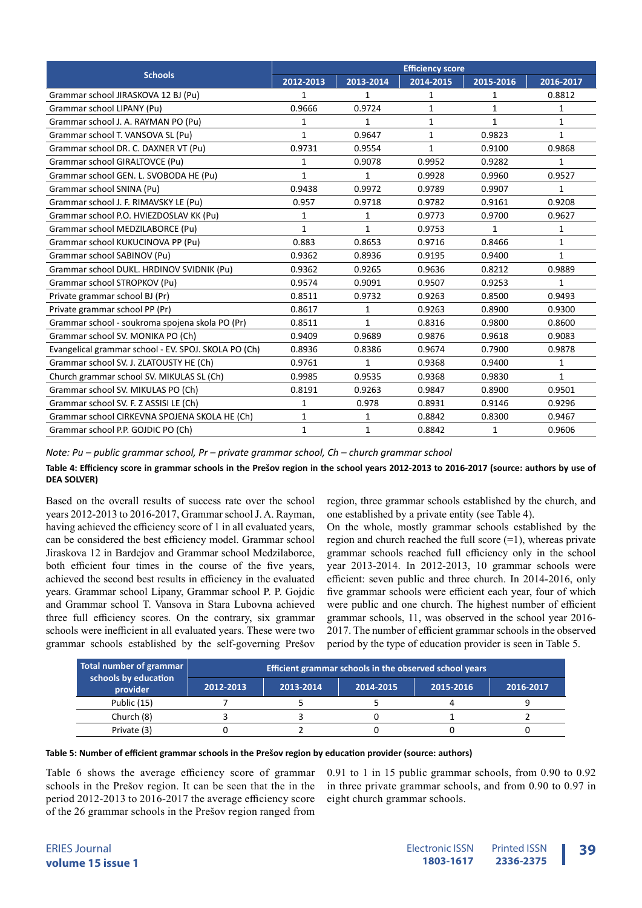| Schools | Efficiency score | | | | |
|---|---|---|---|---|---|
| | 2012-2013 | 2013-2014 | 2014-2015 | 2015-2016 | 2016-2017 |
| Grammar school JIRASKOVA 12 BJ (Pu) | 1 | 1 | 1 | 1 | 0.8812 |
| Grammar school LIPANY (Pu) | 0.9666 | 0.9724 | 1 | 1 | 1 |
| Grammar school J. A. RAYMAN PO (Pu) | 1 | 1 | 1 | 1 | 1 |
| Grammar school T. VANSOVA SL (Pu) | 1 | 0.9647 | 1 | 0.9823 | 1 |
| Grammar school DR. C. DAXNER VT (Pu) | 0.9731 | 0.9554 | 1 | 0.9100 | 0.9868 |
| Grammar school GIRALTOVCE (Pu) | 1 | 0.9078 | 0.9952 | 0.9282 | 1 |
| Grammar school GEN. L. SVOBODA HE (Pu) | 1 | 1 | 0.9928 | 0.9960 | 0.9527 |
| Grammar school SNINA (Pu) | 0.9438 | 0.9972 | 0.9789 | 0.9907 | 1 |
| Grammar school J. F. RIMAVSKY LE (Pu) | 0.957 | 0.9718 | 0.9782 | 0.9161 | 0.9208 |
| Grammar school P.O. HVIEZDOSLAV KK (Pu) | 1 | 1 | 0.9773 | 0.9700 | 0.9627 |
| Grammar school MEDZILABORCE (Pu) | 1 | 1 | 0.9753 | 1 | 1 |
| Grammar school KUKUCINOVA PP (Pu) | 0.883 | 0.8653 | 0.9716 | 0.8466 | 1 |
| Grammar school SABINOV (Pu) | 0.9362 | 0.8936 | 0.9195 | 0.9400 | 1 |
| Grammar school DUKL. HRDINOV SVIDNIK (Pu) | 0.9362 | 0.9265 | 0.9636 | 0.8212 | 0.9889 |
| Grammar school STROPKOV (Pu) | 0.9574 | 0.9091 | 0.9507 | 0.9253 | 1 |
| Private grammar school BJ (Pr) | 0.8511 | 0.9732 | 0.9263 | 0.8500 | 0.9493 |
| Private grammar school PP (Pr) | 0.8617 | 1 | 0.9263 | 0.8900 | 0.9300 |
| Grammar school - soukroma spojena skola PO (Pr) | 0.8511 | 1 | 0.8316 | 0.9800 | 0.8600 |
| Grammar school SV. MONIKA PO (Ch) | 0.9409 | 0.9689 | 0.9876 | 0.9618 | 0.9083 |
| Evangelical grammar school - EV. SPOJ. SKOLA PO (Ch) | 0.8936 | 0.8386 | 0.9674 | 0.7900 | 0.9878 |
| Grammar school SV. J. ZLATOUSTY HE (Ch) | 0.9761 | 1 | 0.9368 | 0.9400 | 1 |
| Church grammar school SV. MIKULAS SL (Ch) | 0.9985 | 0.9535 | 0.9368 | 0.9830 | 1 |
| Grammar school SV. MIKULAS PO (Ch) | 0.8191 | 0.9263 | 0.9847 | 0.8900 | 0.9501 |
| Grammar school SV. F. Z ASSISI LE (Ch) | 1 | 0.978 | 0.8931 | 0.9146 | 0.9296 |
| Grammar school CIRKEVNA SPOJENA SKOLA HE (Ch) | 1 | 1 | 0.8842 | 0.8300 | 0.9467 |
| Grammar school P.P. GOJDIC PO (Ch) | 1 | 1 | 0.8842 | 1 | 0.9606 |

*Note: Pu – public grammar school, Pr – private grammar school, Ch – church grammar school*

**Table 4: Efficiency score in grammar schools in the Prešov region in the school years 2012-2013 to 2016-2017 (source: authors by use of DEA SOLVER)**

Based on the overall results of success rate over the school years 2012-2013 to 2016-2017, Grammar school J. A. Rayman, having achieved the efficiency score of 1 in all evaluated years, can be considered the best efficiency model. Grammar school Jiraskova 12 in Bardejov and Grammar school Medzilaborce, both efficient four times in the course of the five years, achieved the second best results in efficiency in the evaluated years. Grammar school Lipany, Grammar school P. P. Gojdic and Grammar school T. Vansova in Stara Lubovna achieved three full efficiency scores. On the contrary, six grammar schools were inefficient in all evaluated years. These were two grammar schools established by the self-governing Prešov region, three grammar schools established by the church, and one established by a private entity (see Table 4).

On the whole, mostly grammar schools established by the region and church reached the full score (=1), whereas private grammar schools reached full efficiency only in the school year 2013-2014. In 2012-2013, 10 grammar schools were efficient: seven public and three church. In 2014-2016, only five grammar schools were efficient each year, four of which were public and one church. The highest number of efficient grammar schools, 11, was observed in the school year 2016-2017. The number of efficient grammar schools in the observed period by the type of education provider is seen in Table 5.

| Total number of grammar schools by education provider | Efficient grammar schools in the observed school years | | | | |
|---|---|---|---|---|---|
| | 2012-2013 | 2013-2014 | 2014-2015 | 2015-2016 | 2016-2017 |
| Public (15) | 7 | 5 | 5 | 4 | 9 |
| Church (8) | 3 | 3 | 0 | 1 | 2 |
| Private (3) | 0 | 2 | 0 | 0 | 0 |

**Table 5: Number of efficient grammar schools in the Prešov region by education provider (source: authors)**

Table 6 shows the average efficiency score of grammar schools in the Prešov region. It can be seen that the in the period 2012-2013 to 2016-2017 the average efficiency score of the 26 grammar schools in the Prešov region ranged from 0.91 to 1 in 15 public grammar schools, from 0.90 to 0.92 in three private grammar schools, and from 0.90 to 0.97 in eight church grammar schools.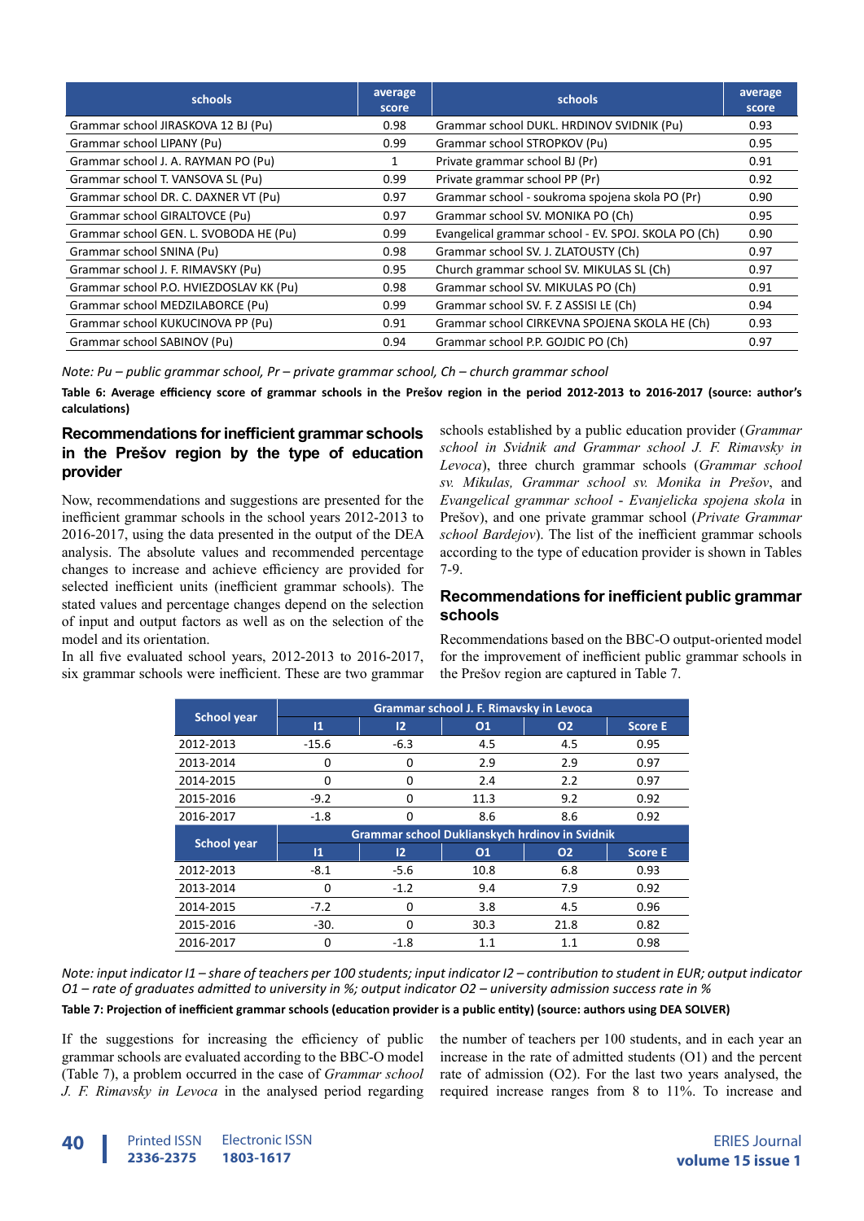| schools | average score | schools | average score |
|---|---|---|---|
| Grammar school JIRASKOVA 12 BJ (Pu) | 0.98 | Grammar school DUKL. HRDINOV SVIDNIK (Pu) | 0.93 |
| Grammar school LIPANY (Pu) | 0.99 | Grammar school STROPKOV (Pu) | 0.95 |
| Grammar school J. A. RAYMAN PO (Pu) | 1 | Private grammar school BJ (Pr) | 0.91 |
| Grammar school T. VANSOVA SL (Pu) | 0.99 | Private grammar school PP (Pr) | 0.92 |
| Grammar school DR. C. DAXNER VT (Pu) | 0.97 | Grammar school - soukroma spojena skola PO (Pr) | 0.90 |
| Grammar school GIRALTOVCE (Pu) | 0.97 | Grammar school SV. MONIKA PO (Ch) | 0.95 |
| Grammar school GEN. L. SVOBODA HE (Pu) | 0.99 | Evangelical grammar school - EV. SPOJ. SKOLA PO (Ch) | 0.90 |
| Grammar school SNINA (Pu) | 0.98 | Grammar school SV. J. ZLATOUSTY (Ch) | 0.97 |
| Grammar school J. F. RIMAVSKY (Pu) | 0.95 | Church grammar school SV. MIKULAS SL (Ch) | 0.97 |
| Grammar school P.O. HVIEZDOSLAV KK (Pu) | 0.98 | Grammar school SV. MIKULAS PO (Ch) | 0.91 |
| Grammar school MEDZILABORCE (Pu) | 0.99 | Grammar school SV. F. Z ASSISI LE (Ch) | 0.94 |
| Grammar school KUKUCINOVA PP (Pu) | 0.91 | Grammar school CIRKEVNA SPOJENA SKOLA HE (Ch) | 0.93 |
| Grammar school SABINOV (Pu) | 0.94 | Grammar school P.P. GOJDIC PO (Ch) | 0.97 |

*Note: Pu – public grammar school, Pr – private grammar school, Ch – church grammar school*

**Table 6: Average efficiency score of grammar schools in the Prešov region in the period 2012-2013 to 2016-2017 (source: author's calculations)**

## Recommendations for inefficient grammar schools in the Prešov region by the type of education provider

Now, recommendations and suggestions are presented for the inefficient grammar schools in the school years 2012-2013 to 2016-2017, using the data presented in the output of the DEA analysis. The absolute values and recommended percentage changes to increase and achieve efficiency are provided for selected inefficient units (inefficient grammar schools). The stated values and percentage changes depend on the selection of input and output factors as well as on the selection of the model and its orientation.

In all five evaluated school years, 2012-2013 to 2016-2017, six grammar schools were inefficient. These are two grammar schools established by a public education provider (*Grammar school in Svidnik and Grammar school J. F. Rimavsky in Levoca*), three church grammar schools (*Grammar school sv. Mikulas, Grammar school sv. Monika in Prešov*, and *Evangelical grammar school - Evanjelicka spojena skola* in Prešov), and one private grammar school (*Private Grammar school Bardejov*). The list of the inefficient grammar schools according to the type of education provider is shown in Tables 7-9.

## Recommendations for inefficient public grammar schools

Recommendations based on the BBC-O output-oriented model for the improvement of inefficient public grammar schools in the Prešov region are captured in Table 7.

| School year | Grammar school J. F. Rimavsky in Levoca | | | | |
|---|---|---|---|---|---|
| | I1 | I2 | O1 | O2 | Score E |
| 2012-2013 | -15.6 | -6.3 | 4.5 | 4.5 | 0.95 |
| 2013-2014 | 0 | 0 | 2.9 | 2.9 | 0.97 |
| 2014-2015 | 0 | 0 | 2.4 | 2.2 | 0.97 |
| 2015-2016 | -9.2 | 0 | 11.3 | 9.2 | 0.92 |
| 2016-2017 | -1.8 | 0 | 8.6 | 8.6 | 0.92 |
| **School year** | **Grammar school Duklianskych hrdinov in Svidnik** | | | | |
| | **I1** | **I2** | **O1** | **O2** | **Score E** |
| 2012-2013 | -8.1 | -5.6 | 10.8 | 6.8 | 0.93 |
| 2013-2014 | 0 | -1.2 | 9.4 | 7.9 | 0.92 |
| 2014-2015 | -7.2 | 0 | 3.8 | 4.5 | 0.96 |
| 2015-2016 | -30. | 0 | 30.3 | 21.8 | 0.82 |
| 2016-2017 | 0 | -1.8 | 1.1 | 1.1 | 0.98 |

*Note: input indicator I1 – share of teachers per 100 students; input indicator I2 – contribution to student in EUR; output indicator O1 – rate of graduates admitted to university in %; output indicator O2 – university admission success rate in %*

**Table 7: Projection of inefficient grammar schools (education provider is a public entity) (source: authors using DEA SOLVER)**

If the suggestions for increasing the efficiency of public grammar schools are evaluated according to the BBC-O model (Table 7), a problem occurred in the case of *Grammar school J. F. Rimavsky in Levoca* in the analysed period regarding the number of teachers per 100 students, and in each year an increase in the rate of admitted students (O1) and the percent rate of admission (O2). For the last two years analysed, the required increase ranges from 8 to 11%. To increase and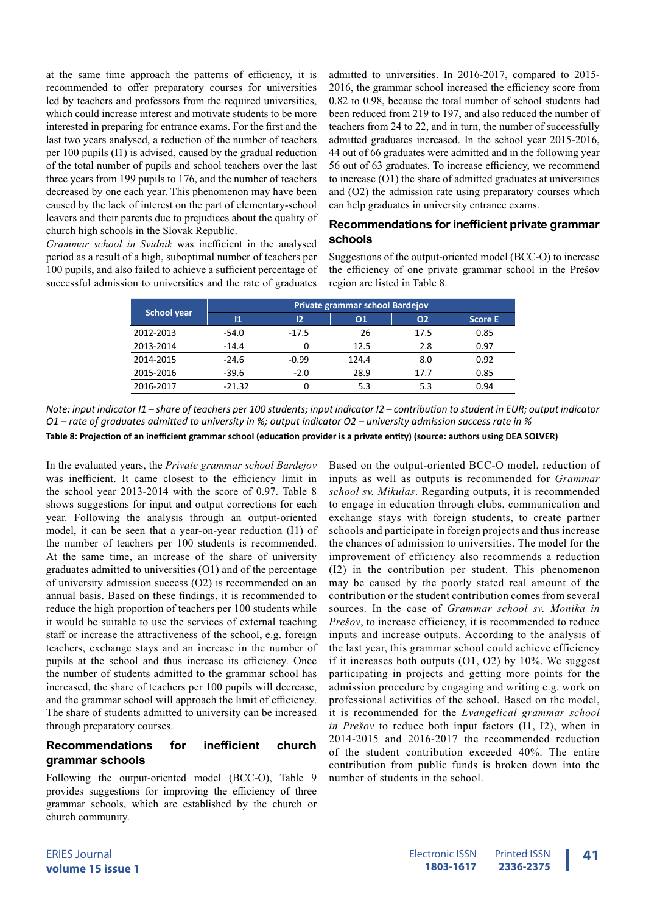at the same time approach the patterns of efficiency, it is recommended to offer preparatory courses for universities led by teachers and professors from the required universities, which could increase interest and motivate students to be more interested in preparing for entrance exams. For the first and the last two years analysed, a reduction of the number of teachers per 100 pupils (I1) is advised, caused by the gradual reduction of the total number of pupils and school teachers over the last three years from 199 pupils to 176, and the number of teachers decreased by one each year. This phenomenon may have been caused by the lack of interest on the part of elementary-school leavers and their parents due to prejudices about the quality of church high schools in the Slovak Republic.

*Grammar school in Svidnik* was inefficient in the analysed period as a result of a high, suboptimal number of teachers per 100 pupils, and also failed to achieve a sufficient percentage of successful admission to universities and the rate of graduates admitted to universities. In 2016-2017, compared to 2015-2016, the grammar school increased the efficiency score from 0.82 to 0.98, because the total number of school students had been reduced from 219 to 197, and also reduced the number of teachers from 24 to 22, and in turn, the number of successfully admitted graduates increased. In the school year 2015-2016, 44 out of 66 graduates were admitted and in the following year 56 out of 63 graduates. To increase efficiency, we recommend to increase (O1) the share of admitted graduates at universities and (O2) the admission rate using preparatory courses which can help graduates in university entrance exams.

## Recommendations for inefficient private grammar schools

Suggestions of the output-oriented model (BCC-O) to increase the efficiency of one private grammar school in the Prešov region are listed in Table 8.

| School year | Private grammar school Bardejov | | | | |
|---|---|---|---|---|---|
| | I1 | I2 | O1 | O2 | Score E |
| 2012-2013 | -54.0 | -17.5 | 26 | 17.5 | 0.85 |
| 2013-2014 | -14.4 | 0 | 12.5 | 2.8 | 0.97 |
| 2014-2015 | -24.6 | -0.99 | 124.4 | 8.0 | 0.92 |
| 2015-2016 | -39.6 | -2.0 | 28.9 | 17.7 | 0.85 |
| 2016-2017 | -21.32 | 0 | 5.3 | 5.3 | 0.94 |

*Note: input indicator I1 – share of teachers per 100 students; input indicator I2 – contribution to student in EUR; output indicator O1 – rate of graduates admitted to university in %; output indicator O2 – university admission success rate in %*

**Table 8: Projection of an inefficient grammar school (education provider is a private entity) (source: authors using DEA SOLVER)**

In the evaluated years, the *Private grammar school Bardejov* was inefficient. It came closest to the efficiency limit in the school year 2013-2014 with the score of 0.97. Table 8 shows suggestions for input and output corrections for each year. Following the analysis through an output-oriented model, it can be seen that a year-on-year reduction (I1) of the number of teachers per 100 students is recommended. At the same time, an increase of the share of university graduates admitted to universities (O1) and of the percentage of university admission success (O2) is recommended on an annual basis. Based on these findings, it is recommended to reduce the high proportion of teachers per 100 students while it would be suitable to use the services of external teaching staff or increase the attractiveness of the school, e.g. foreign teachers, exchange stays and an increase in the number of pupils at the school and thus increase its efficiency. Once the number of students admitted to the grammar school has increased, the share of teachers per 100 pupils will decrease, and the grammar school will approach the limit of efficiency. The share of students admitted to university can be increased through preparatory courses.

## Recommendations for inefficient church grammar schools

Following the output-oriented model (BCC-O), Table 9 provides suggestions for improving the efficiency of three grammar schools, which are established by the church or church community.

Based on the output-oriented BCC-O model, reduction of inputs as well as outputs is recommended for *Grammar school sv. Mikulas*. Regarding outputs, it is recommended to engage in education through clubs, communication and exchange stays with foreign students, to create partner schools and participate in foreign projects and thus increase the chances of admission to universities. The model for the improvement of efficiency also recommends a reduction (I2) in the contribution per student. This phenomenon may be caused by the poorly stated real amount of the contribution or the student contribution comes from several sources. In the case of *Grammar school sv. Monika in Prešov*, to increase efficiency, it is recommended to reduce inputs and increase outputs. According to the analysis of the last year, this grammar school could achieve efficiency if it increases both outputs (O1, O2) by 10%. We suggest participating in projects and getting more points for the admission procedure by engaging and writing e.g. work on professional activities of the school. Based on the model, it is recommended for the *Evangelical grammar school in Prešov* to reduce both input factors (I1, I2), when in 2014-2015 and 2016-2017 the recommended reduction of the student contribution exceeded 40%. The entire contribution from public funds is broken down into the number of students in the school.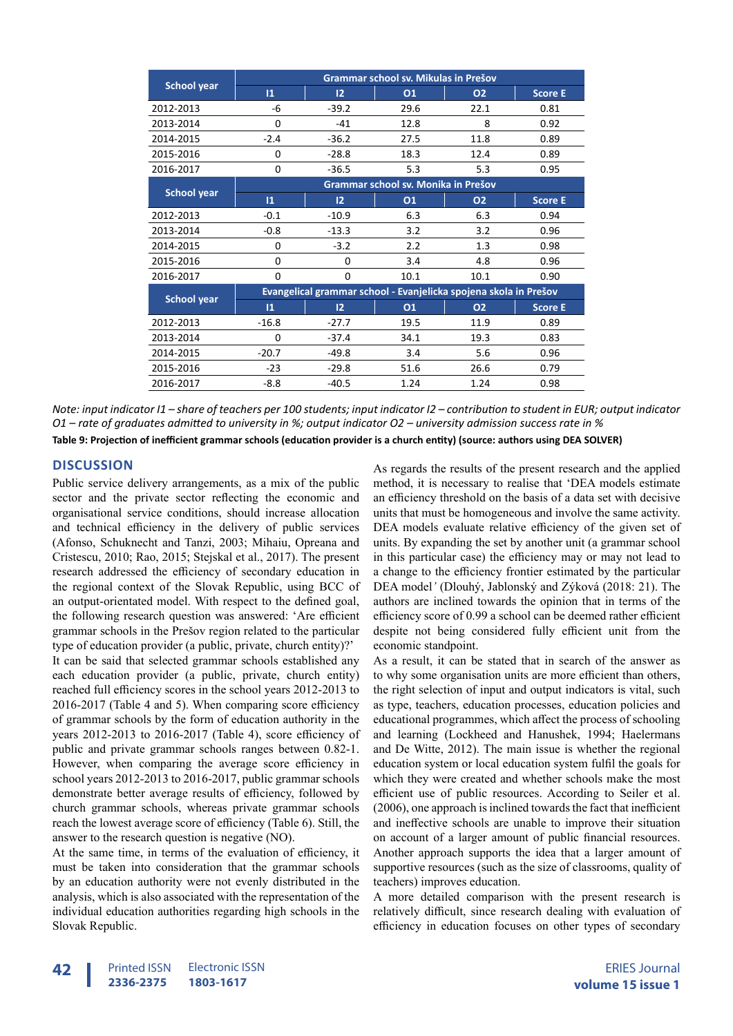| School year | Grammar school sv. Mikulas in Prešov | | | | |
|---|---|---|---|---|---|
| | I1 | I2 | O1 | O2 | Score E |
| 2012-2013 | -6 | -39.2 | 29.6 | 22.1 | 0.81 |
| 2013-2014 | 0 | -41 | 12.8 | 8 | 0.92 |
| 2014-2015 | -2.4 | -36.2 | 27.5 | 11.8 | 0.89 |
| 2015-2016 | 0 | -28.8 | 18.3 | 12.4 | 0.89 |
| 2016-2017 | 0 | -36.5 | 5.3 | 5.3 | 0.95 |
| **School year** | **Grammar school sv. Monika in Prešov** | | | | |
| | I1 | I2 | O1 | O2 | Score E |
| 2012-2013 | -0.1 | -10.9 | 6.3 | 6.3 | 0.94 |
| 2013-2014 | -0.8 | -13.3 | 3.2 | 3.2 | 0.96 |
| 2014-2015 | 0 | -3.2 | 2.2 | 1.3 | 0.98 |
| 2015-2016 | 0 | 0 | 3.4 | 4.8 | 0.96 |
| 2016-2017 | 0 | 0 | 10.1 | 10.1 | 0.90 |
| **School year** | **Evangelical grammar school - Evanjelicka spojena skola in Prešov** | | | | |
| | I1 | I2 | O1 | O2 | Score E |
| 2012-2013 | -16.8 | -27.7 | 19.5 | 11.9 | 0.89 |
| 2013-2014 | 0 | -37.4 | 34.1 | 19.3 | 0.83 |
| 2014-2015 | -20.7 | -49.8 | 3.4 | 5.6 | 0.96 |
| 2015-2016 | -23 | -29.8 | 51.6 | 26.6 | 0.79 |
| 2016-2017 | -8.8 | -40.5 | 1.24 | 1.24 | 0.98 |

*Note: input indicator I1 – share of teachers per 100 students; input indicator I2 – contribution to student in EUR; output indicator O1 – rate of graduates admitted to university in %; output indicator O2 – university admission success rate in %*

**Table 9: Projection of inefficient grammar schools (education provider is a church entity) (source: authors using DEA SOLVER)**

## DISCUSSION

Public service delivery arrangements, as a mix of the public sector and the private sector reflecting the economic and organisational service conditions, should increase allocation and technical efficiency in the delivery of public services (Afonso, Schuknecht and Tanzi, 2003; Mihaiu, Opreana and Cristescu, 2010; Rao, 2015; Stejskal et al., 2017). The present research addressed the efficiency of secondary education in the regional context of the Slovak Republic, using BCC of an output-orientated model. With respect to the defined goal, the following research question was answered: 'Are efficient grammar schools in the Prešov region related to the particular type of education provider (a public, private, church entity)?'

It can be said that selected grammar schools established any each education provider (a public, private, church entity) reached full efficiency scores in the school years 2012-2013 to 2016-2017 (Table 4 and 5). When comparing score efficiency of grammar schools by the form of education authority in the years 2012-2013 to 2016-2017 (Table 4), score efficiency of public and private grammar schools ranges between 0.82-1. However, when comparing the average score efficiency in school years 2012-2013 to 2016-2017, public grammar schools demonstrate better average results of efficiency, followed by church grammar schools, whereas private grammar schools reach the lowest average score of efficiency (Table 6). Still, the answer to the research question is negative (NO).

At the same time, in terms of the evaluation of efficiency, it must be taken into consideration that the grammar schools by an education authority were not evenly distributed in the analysis, which is also associated with the representation of the individual education authorities regarding high schools in the Slovak Republic.

As regards the results of the present research and the applied method, it is necessary to realise that 'DEA models estimate an efficiency threshold on the basis of a data set with decisive units that must be homogeneous and involve the same activity. DEA models evaluate relative efficiency of the given set of units. By expanding the set by another unit (a grammar school in this particular case) the efficiency may or may not lead to a change to the efficiency frontier estimated by the particular DEA model*'* (Dlouhý, Jablonský and Zýková (2018: 21). The authors are inclined towards the opinion that in terms of the efficiency score of 0.99 a school can be deemed rather efficient despite not being considered fully efficient unit from the economic standpoint.

As a result, it can be stated that in search of the answer as to why some organisation units are more efficient than others, the right selection of input and output indicators is vital, such as type, teachers, education processes, education policies and educational programmes, which affect the process of schooling and learning (Lockheed and Hanushek, 1994; Haelermans and De Witte, 2012). The main issue is whether the regional education system or local education system fulfil the goals for which they were created and whether schools make the most efficient use of public resources. According to Seiler et al. (2006), one approach is inclined towards the fact that inefficient and ineffective schools are unable to improve their situation on account of a larger amount of public financial resources. Another approach supports the idea that a larger amount of supportive resources (such as the size of classrooms, quality of teachers) improves education.

A more detailed comparison with the present research is relatively difficult, since research dealing with evaluation of efficiency in education focuses on other types of secondary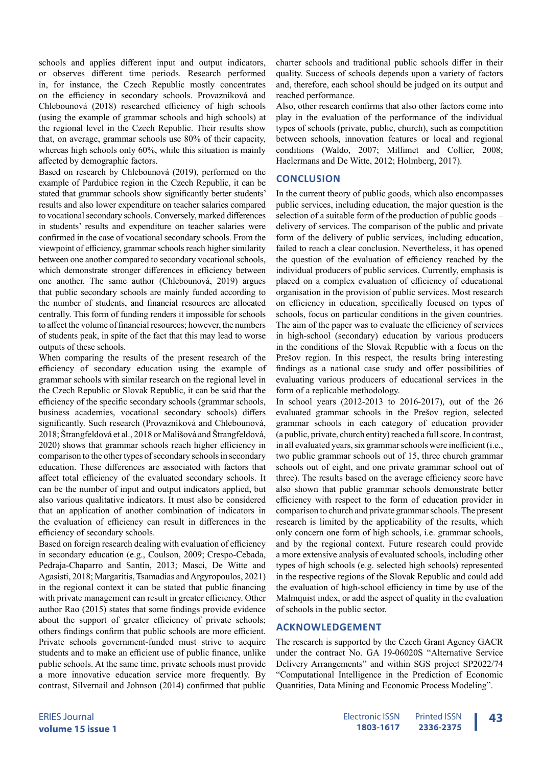schools and applies different input and output indicators, or observes different time periods. Research performed in, for instance, the Czech Republic mostly concentrates on the efficiency in secondary schools. Provazníková and Chlebounová (2018) researched efficiency of high schools (using the example of grammar schools and high schools) at the regional level in the Czech Republic. Their results show that, on average, grammar schools use 80% of their capacity, whereas high schools only 60%, while this situation is mainly affected by demographic factors.

Based on research by Chlebounová (2019), performed on the example of Pardubice region in the Czech Republic, it can be stated that grammar schools show significantly better students' results and also lower expenditure on teacher salaries compared to vocational secondary schools. Conversely, marked differences in students' results and expenditure on teacher salaries were confirmed in the case of vocational secondary schools. From the viewpoint of efficiency, grammar schools reach higher similarity between one another compared to secondary vocational schools, which demonstrate stronger differences in efficiency between one another. The same author (Chlebounová, 2019) argues that public secondary schools are mainly funded according to the number of students, and financial resources are allocated centrally. This form of funding renders it impossible for schools to affect the volume of financial resources; however, the numbers of students peak, in spite of the fact that this may lead to worse outputs of these schools.

When comparing the results of the present research of the efficiency of secondary education using the example of grammar schools with similar research on the regional level in the Czech Republic or Slovak Republic, it can be said that the efficiency of the specific secondary schools (grammar schools, business academies, vocational secondary schools) differs significantly. Such research (Provazníková and Chlebounová, 2018; Štrangfeldová et al., 2018 or Mališová and Štrangfeldová, 2020) shows that grammar schools reach higher efficiency in comparison to the other types of secondary schools in secondary education. These differences are associated with factors that affect total efficiency of the evaluated secondary schools. It can be the number of input and output indicators applied, but also various qualitative indicators. It must also be considered that an application of another combination of indicators in the evaluation of efficiency can result in differences in the efficiency of secondary schools.

Based on foreign research dealing with evaluation of efficiency in secondary education (e.g., Coulson, 2009; Crespo-Cebada, Pedraja-Chaparro and Santín, 2013; Masci, De Witte and Agasisti, 2018; Margaritis, Tsamadias and Argyropoulos, 2021) in the regional context it can be stated that public financing with private management can result in greater efficiency. Other author Rao (2015) states that some findings provide evidence about the support of greater efficiency of private schools; others findings confirm that public schools are more efficient. Private schools government-funded must strive to acquire students and to make an efficient use of public finance, unlike public schools. At the same time, private schools must provide a more innovative education service more frequently. By contrast, Silvernail and Johnson (2014) confirmed that public charter schools and traditional public schools differ in their quality. Success of schools depends upon a variety of factors and, therefore, each school should be judged on its output and reached performance.

Also, other research confirms that also other factors come into play in the evaluation of the performance of the individual types of schools (private, public, church), such as competition between schools, innovation features or local and regional conditions (Waldo, 2007; Millimet and Collier, 2008; Haelermans and De Witte, 2012; Holmberg, 2017).

## CONCLUSION

In the current theory of public goods, which also encompasses public services, including education, the major question is the selection of a suitable form of the production of public goods – delivery of services. The comparison of the public and private form of the delivery of public services, including education, failed to reach a clear conclusion. Nevertheless, it has opened the question of the evaluation of efficiency reached by the individual producers of public services. Currently, emphasis is placed on a complex evaluation of efficiency of educational organisation in the provision of public services. Most research on efficiency in education, specifically focused on types of schools, focus on particular conditions in the given countries. The aim of the paper was to evaluate the efficiency of services in high-school (secondary) education by various producers in the conditions of the Slovak Republic with a focus on the Prešov region. In this respect, the results bring interesting findings as a national case study and offer possibilities of evaluating various producers of educational services in the form of a replicable methodology.

In school years (2012-2013 to 2016-2017), out of the 26 evaluated grammar schools in the Prešov region, selected grammar schools in each category of education provider (a public, private, church entity) reached a full score. In contrast, in all evaluated years, six grammar schools were inefficient (i.e., two public grammar schools out of 15, three church grammar schools out of eight, and one private grammar school out of three). The results based on the average efficiency score have also shown that public grammar schools demonstrate better efficiency with respect to the form of education provider in comparison to church and private grammar schools. The present research is limited by the applicability of the results, which only concern one form of high schools, i.e. grammar schools, and by the regional context. Future research could provide a more extensive analysis of evaluated schools, including other types of high schools (e.g. selected high schools) represented in the respective regions of the Slovak Republic and could add the evaluation of high-school efficiency in time by use of the Malmquist index, or add the aspect of quality in the evaluation of schools in the public sector.

## ACKNOWLEDGEMENT

The research is supported by the Czech Grant Agency GACR under the contract No. GA 19-06020S "Alternative Service Delivery Arrangements" and within SGS project SP2022/74 "Computational Intelligence in the Prediction of Economic Quantities, Data Mining and Economic Process Modeling".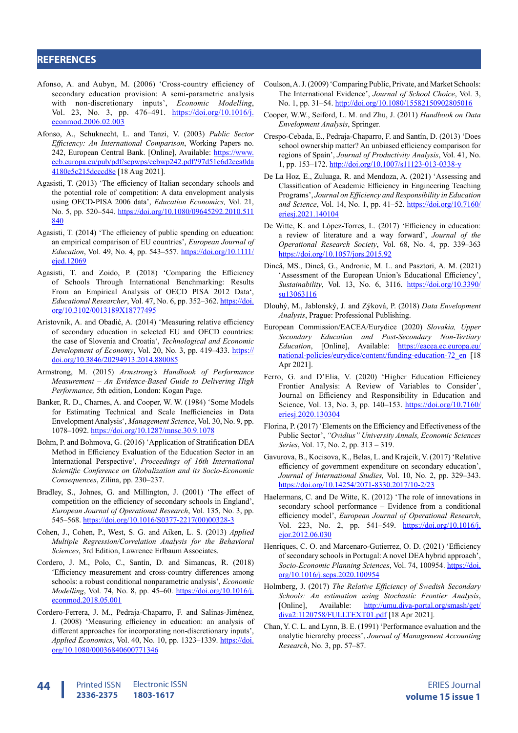## REFERENCES

Afonso, A. and Aubyn, M. (2006) 'Cross-country efficiency of secondary education provision: A semi-parametric analysis with non-discretionary inputs', *Economic Modelling*, Vol. 23, No. 3, pp. 476–491. https://doi.org/10.1016/j.econmod.2006.02.003

Afonso, A., Schuknecht, L. and Tanzi, V. (2003) *Public Sector Efficiency: An International Comparison*, Working Papers no. 242, European Central Bank. [Online], Available: https://www.ecb.europa.eu/pub/pdf/scpwps/ecbwp242.pdf?97d51e6d2cca0da4180e5c215dcccd8e [18 Aug 2021].

Agasisti, T. (2013) 'The efficiency of Italian secondary schools and the potential role of competition: A data envelopment analysis using OECD-PISA 2006 data', *Education Economics,* Vol. 21, No. 5, pp. 520–544. https://doi.org/10.1080/09645292.2010.511840

Agasisti, T. (2014) 'The efficiency of public spending on education: an empirical comparison of EU countries', *European Journal of Education*, Vol. 49, No. 4, pp. 543–557. https://doi.org/10.1111/ejed.12069

Agasisti, T. and Zoido, P. (2018) 'Comparing the Efficiency of Schools Through International Benchmarking: Results From an Empirical Analysis of OECD PISA 2012 Data', *Educational Researcher*, Vol. 47, No. 6, pp. 352–362. https://doi.org/10.3102/0013189X18777495

Aristovnik, A. and Obadić, A. (2014) 'Measuring relative efficiency of secondary education in selected EU and OECD countries: the case of Slovenia and Croatia', *Technological and Economic Development of Economy*, Vol. 20, No. 3, pp. 419–433. https://doi.org/10.3846/20294913.2014.880085

Armstrong, M. (2015) *Armstrong's Handbook of Performance Measurement – An Evidence-Based Guide to Delivering High Performance,* 5th edition, London: Kogan Page.

Banker, R. D., Charnes, A. and Cooper, W. W. (1984) 'Some Models for Estimating Technical and Scale Inefficiencies in Data Envelopment Analysis', *Management Science*, Vol. 30, No. 9, pp. 1078–1092. https://doi.org/10.1287/mnsc.30.9.1078

Bohm, P. and Bohmova, G. (2016) 'Application of Stratification DEA Method in Efficiency Evaluation of the Education Sector in an International Perspective', *Proceedings of 16th International Scientific Conference on Globalization and its Socio-Economic Consequences*, Zilina, pp. 230–237.

Bradley, S., Johnes, G. and Millington, J. (2001) 'The effect of competition on the efficiency of secondary schools in England', *European Journal of Operational Research*, Vol. 135, No. 3, pp. 545–568. https://doi.org/10.1016/S0377-2217(00)00328-3

Cohen, J., Cohen, P., West, S. G. and Aiken, L. S. (2013) *Applied Multiple Regression/Correlation Analysis for the Behavioral Sciences*, 3rd Edition, Lawrence Erlbaum Associates.

Cordero, J. M., Polo, C., Santín, D. and Simancas, R. (2018) 'Efficiency measurement and cross-country differences among schools: a robust conditional nonparametric analysis', *Economic Modelling*, Vol. 74, No. 8, pp. 45–60. https://doi.org/10.1016/j.econmod.2018.05.001

Cordero-Ferrera, J. M., Pedraja-Chaparro, F. and Salinas-Jiménez, J. (2008) 'Measuring efficiency in education: an analysis of different approaches for incorporating non-discretionary inputs', *Applied Economics*, Vol. 40, No. 10, pp. 1323–1339. https://doi.org/10.1080/00036840600771346

Coulson, A. J. (2009) 'Comparing Public, Private, and Market Schools: The International Evidence', *Journal of School Choice*, Vol. 3, No. 1, pp. 31–54. http://doi.org/10.1080/15582150902805016

Cooper, W.W., Seiford, L. M. and Zhu, J. (2011) *Handbook on Data Envelopment Analysis*, Springer.

Crespo-Cebada, E., Pedraja-Chaparro, F. and Santín, D. (2013) 'Does school ownership matter? An unbiased efficiency comparison for regions of Spain', *Journal of Productivity Analysis*, Vol. 41, No. 1, pp. 153–172. http://doi.org/10.1007/s11123-013-0338-y

De La Hoz, E., Zuluaga, R. and Mendoza, A. (2021) 'Assessing and Classification of Academic Efficiency in Engineering Teaching Programs', *Journal on Efficiency and Responsibility in Education and Science*, Vol. 14, No. 1, pp. 41–52. https://doi.org/10.7160/eriesj.2021.140104

De Witte, K. and López-Torres, L. (2017) 'Efficiency in education: a review of literature and a way forward', *Journal of the Operational Research Society*, Vol. 68, No. 4, pp. 339–363 https://doi.org/10.1057/jors.2015.92

Dincă, MS., Dincă, G., Andronic, M. L. and Pasztori, A. M. (2021) 'Assessment of the European Union's Educational Efficiency', *Sustainability*, Vol. 13, No. 6, 3116. https://doi.org/10.3390/su13063116

Dlouhý, M., Jablonský, J. and Zýková, P. (2018) *Data Envelopment Analysis*, Prague: Professional Publishing.

European Commission/EACEA/Eurydice (2020) *Slovakia, Upper Secondary Education and Post-Secondary Non-Tertiary Education*, [Online], Available: https://eacea.ec.europa.eu/national-policies/eurydice/content/funding-education-72_en [18 Apr 2021].

Ferro, G. and D'Elia, V. (2020) 'Higher Education Efficiency Frontier Analysis: A Review of Variables to Consider', Journal on Efficiency and Responsibility in Education and Science, Vol. 13, No. 3, pp. 140–153. https://doi.org/10.7160/eriesj.2020.130304

Florina, P. (2017) 'Elements on the Efficiency and Effectiveness of the Public Sector', *"Ovidius" University Annals, Economic Sciences Series*, Vol. 17, No. 2, pp. 313 – 319.

Gavurova, B., Kocisova, K., Belas, L. and Krajcik, V. (2017) 'Relative efficiency of government expenditure on secondary education', *Journal of International Studies,* Vol. 10, No. 2, pp. 329–343. https://doi.org/10.14254/2071-8330.2017/10-2/23

Haelermans, C. and De Witte, K. (2012) 'The role of innovations in secondary school performance – Evidence from a conditional efficiency model', *European Journal of Operational Research*, Vol. 223, No. 2, pp. 541–549. https://doi.org/10.1016/j.ejor.2012.06.030

Henriques, C. O. and Marcenaro-Gutierrez, O. D. (2021) 'Efficiency of secondary schools in Portugal: A novel DEA hybrid approach', *Socio-Economic Planning Sciences*, Vol. 74, 100954. https://doi.org/10.1016/j.seps.2020.100954

Holmberg, J. (2017) *The Relative Efficiency of Swedish Secondary Schools: An estimation using Stochastic Frontier Analysis*, [Online], Available: http://umu.diva-portal.org/smash/get/diva2:1120758/FULLTEXT01.pdf [18 Apr 2021].

Chan, Y. C. L. and Lynn, B. E. (1991) 'Performance evaluation and the analytic hierarchy process', *Journal of Management Accounting Research*, No. 3, pp. 57–87.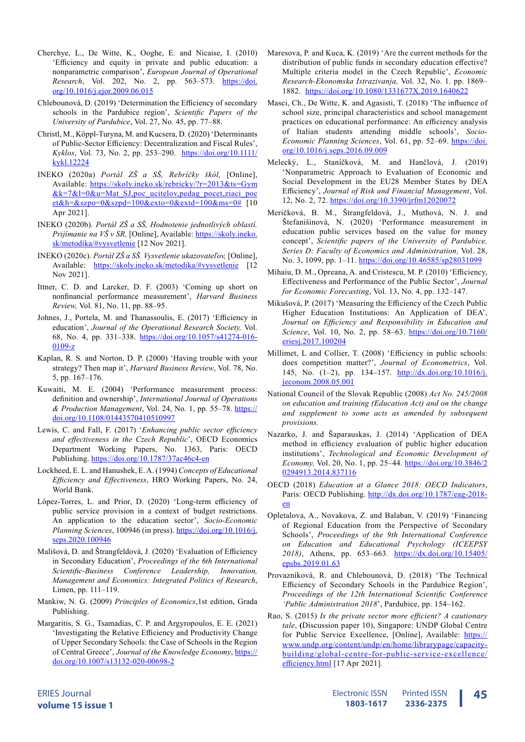Cherchye, L., De Witte, K., Ooghe, E. and Nicaise, I. (2010) 'Efficiency and equity in private and public education: a nonparametric comparison', *European Journal of Operational Research*, Vol. 202, No. 2, pp. 563–573. https://doi.org/10.1016/j.ejor.2009.06.015

Chlebounová, D. (2019) 'Determination the Efficiency of secondary schools in the Pardubice region', *Scientific Papers of the University of Pardubice*, Vol. 27, No. 45, pp. 77–88.

Christl, M., Köppl-Turyna, M. and Kucsera, D. (2020) 'Determinants of Public-Sector Efficiency: Decentralization and Fiscal Rules', *Kyklos*, Vol. 73, No. 2, pp. 253–290. https://doi.org/10.1111/kykl.12224

INEKO (2020a) *Portál ZŠ a SŠ, Rebríčky škól,* [Online], Available: https://skoly.ineko.sk/rebricky/?r=2013&ts=Gym&k=7&l=0&u=Mat_SJ,poc_ucitelov,pedag_pocet,ziaci_pocet&h=&szpo=0&szpd=100&exto=0&extd=100&ms=0# [10 Apr 2021].

INEKO (2020b). *Portál ZŠ a SŠ, Hodnotenie jednotlivých oblastí. Prijímanie na VŠ v SR,* [Online], Available: https://skoly.ineko.sk/metodika/#vysvetlenie [12 Nov 2021].

INEKO (2020c). *Portál ZŠ a SŠ. Vysvetlenie ukazovateľov,* [Online], Available: https://skoly.ineko.sk/metodika/#vysvetlenie [12 Nov 2021].

Ittner, C. D. and Larcker, D. F. (2003) 'Coming up short on nonfinancial performance measurement', *Harvard Business Review,* Vol. 81, No. 11, pp. 88–95.

Johnes, J., Portela, M. and Thanassoulis, E. (2017) 'Efficiency in education', *Journal of the Operational Research Society,* Vol. 68, No. 4, pp. 331–338. https://doi.org/10.1057/s41274-016-0109-z

Kaplan, R. S. and Norton, D. P. (2000) 'Having trouble with your strategy? Then map it', *Harvard Business Review*, Vol. 78, No. 5, pp. 167–176.

Kuwaiti, M. E. (2004) 'Performance measurement process: definition and ownership', *International Journal of Operations & Production Management*, Vol. 24, No. 1, pp. 55–78. https://doi.org/10.1108/01443570410510997

Lewis, C. and Fall, F. (2017) '*Enhancing public sector efficiency and effectiveness in the Czech Republic*', OECD Economics Department Working Papers, No. 1363, Paris: OECD Publishing. https://doi.org/10.1787/37ac46c4-en

Lockheed, E. L. and Hanushek, E. A. (1994) *Concepts of Educational Efficiency and Effectiveness*, HRO Working Papers, No. 24, World Bank.

López-Torres, L. and Prior, D. (2020) 'Long-term efficiency of public service provision in a context of budget restrictions. An application to the education sector', *Socio-Economic Planning Sciences*, 100946 (in press). https://doi.org/10.1016/j.seps.2020.100946

Mališová, D. and Štrangfeldová, J. (2020) 'Evaluation of Efficiency in Secondary Education', *Proceedings of the 6th International Scientific-Business Conference Leadership, Innovation, Management and Economics: Integrated Politics of Research*, Limen, pp. 111–119.

Mankiw, N. G. (2009) *Principles of Economics*,1st edition, Grada Publishing.

Margaritis, S. G., Tsamadias, C. P. and Argyropoulos, E. E. (2021) 'Investigating the Relative Efficiency and Productivity Change of Upper Secondary Schools: the Case of Schools in the Region of Central Greece', *Journal of the Knowledge Economy*, https://doi.org/10.1007/s13132-020-00698-2

Maresova, P. and Kuca, K. (2019) 'Are the current methods for the distribution of public funds in secondary education effective? Multiple criteria model in the Czech Republic', *Economic Research-Ekonomska Istrazivanja,* Vol. 32, No. 1. pp. 1869–1882. https://doi.org/10.1080/1331677X.2019.1640622

Masci, Ch., De Witte, K. and Agasisti, T. (2018) 'The influence of school size, principal characteristics and school management practices on educational performance: An efficiency analysis of Italian students attending middle schools', *Socio-Economic Planning Sciences*, Vol. 61, pp. 52–69. https://doi.org/10.1016/j.seps.2016.09.009

Melecký, L., Staníčková, M. and Hančlová, J. (2019) 'Nonparametric Approach to Evaluation of Economic and Social Development in the EU28 Member States by DEA Efficiency', *Journal of Risk and Financial Management*, Vol. 12, No. 2, 72. https://doi.org/10.3390/jrfm12020072

Meričková, B. M., Štrangfeldová, J., Muthová, N. J. and Štefanišinová, N. (2020) 'Performance measurement in education public services based on the value for money concept', *Scientific papers of the University of Pardubice, Series D: Faculty of Economics and Administration,* Vol. 28, No. 3, 1099, pp. 1–11. https://doi.org/10.46585/sp28031099

Mihaiu, D. M., Opreana, A. and Cristescu, M. P. (2010) 'Efficiency, Effectiveness and Performance of the Public Sector', *Journal for Economic Forecasting*, Vol. 13, No. 4, pp. 132–147.

Mikušová, P. (2017) 'Measuring the Efficiency of the Czech Public Higher Education Institutions: An Application of DEA', *Journal on Efficiency and Responsibility in Education and Science*, Vol. 10, No. 2, pp. 58–63. https://doi.org/10.7160/eriesj.2017.100204

Millimet, L and Collier, T. (2008) 'Efficiency in public schools: does competition matter?', *Journal of Econometrics*, Vol. 145, No. (1–2), pp. 134–157. http://dx.doi.org/10.1016/j.jeconom.2008.05.001

National Council of the Slovak Republic (2008) *Act No. 245/2008 on education and training (Education Act) and on the change and supplement to some acts as amended by subsequent provisions.*

Nazarko, J. and Šaparauskas, J. (2014) 'Application of DEA method in efficiency evaluation of public higher education institutions', *Technological and Economic Development of Economy,* Vol. 20, No. 1, pp. 25–44. https://doi.org/10.3846/20294913.2014.837116

OECD (2018) *Education at a Glance 2018: OECD Indicators*, Paris: OECD Publishing. http://dx.doi.org/10.1787/eag-2018-en

Opletalova, A., Novakova, Z. and Balaban, V. (2019) 'Financing of Regional Education from the Perspective of Secondary Schools', *Proceedings of the 9th International Conference on Education and Educational Psychology (ICEEPSY 2018)*, Athens, pp. 653–663. https://dx.doi.org/10.15405/epsbs.2019.01.63

Provazníková, R. and Chlebounová, D. (2018) 'The Technical Efficiency of Secondary Schools in the Pardubice Region', *Proceedings of the 12th International Scientific Conference 'Public Administration 2018'*, Pardubice, pp. 154–162.

Rao, S. (2015) *Is the private sector more efficient? A cautionary tale*, (Discussion paper 10), Singapore: UNDP Global Centre for Public Service Excellence, [Online], Available: https://www.undp.org/content/undp/en/home/librarypage/capacity-building/global-centre-for-public-service-excellence/efficiency.html [17 Apr 2021].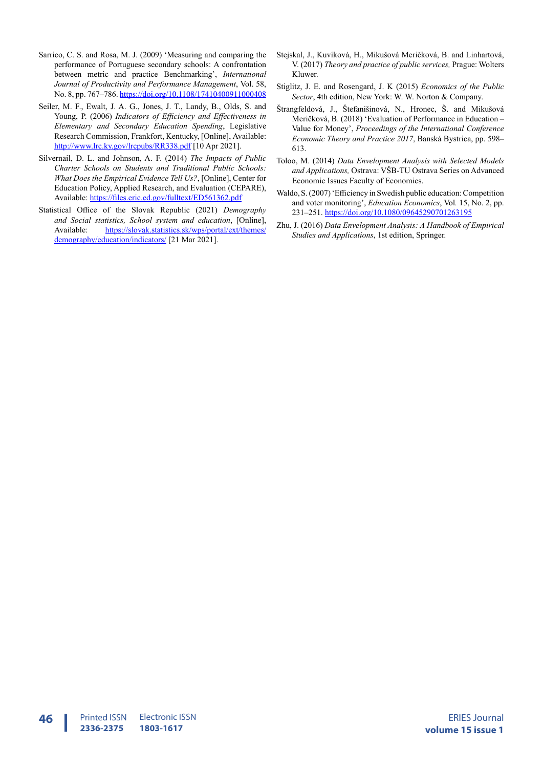Sarrico, C. S. and Rosa, M. J. (2009) 'Measuring and comparing the performance of Portuguese secondary schools: A confrontation between metric and practice Benchmarking', *International Journal of Productivity and Performance Management*, Vol. 58, No. 8, pp. 767–786. https://doi.org/10.1108/17410400911000408

Seiler, M. F., Ewalt, J. A. G., Jones, J. T., Landy, B., Olds, S. and Young, P. (2006) *Indicators of Efficiency and Effectiveness in Elementary and Secondary Education Spending*, Legislative Research Commission, Frankfort, Kentucky, [Online], Available: http://www.lrc.ky.gov/lrcpubs/RR338.pdf [10 Apr 2021].

Silvernail, D. L. and Johnson, A. F. (2014) *The Impacts of Public Charter Schools on Students and Traditional Public Schools: What Does the Empirical Evidence Tell Us?*, [Online], Center for Education Policy, Applied Research, and Evaluation (CEPARE), Available: https://files.eric.ed.gov/fulltext/ED561362.pdf

Statistical Office of the Slovak Republic (2021) *Demography and Social statistics, School system and education*, [Online], Available: https://slovak.statistics.sk/wps/portal/ext/themes/demography/education/indicators/ [21 Mar 2021].

Stejskal, J., Kuvíková, H., Mikušová Meričková, B. and Linhartová, V. (2017) *Theory and practice of public services,* Prague: Wolters Kluwer.

Stiglitz, J. E. and Rosengard, J. K (2015) *Economics of the Public Sector*, 4th edition, New York: W. W. Norton & Company.

Štrangfeldová, J., Štefanišinová, N., Hronec, Š. and Mikušová Meričková, B. (2018) 'Evaluation of Performance in Education – Value for Money', *Proceedings of the International Conference Economic Theory and Practice 2017*, Banská Bystrica, pp. 598–613.

Toloo, M. (2014) *Data Envelopment Analysis with Selected Models and Applications,* Ostrava: VŠB-TU Ostrava Series on Advanced Economic Issues Faculty of Economics.

Waldo, S. (2007) 'Efficiency in Swedish public education: Competition and voter monitoring', *Education Economics*, Vol. 15, No. 2, pp. 231–251. https://doi.org/10.1080/09645290701263195

Zhu, J. (2016) *Data Envelopment Analysis: A Handbook of Empirical Studies and Applications*, 1st edition, Springer.